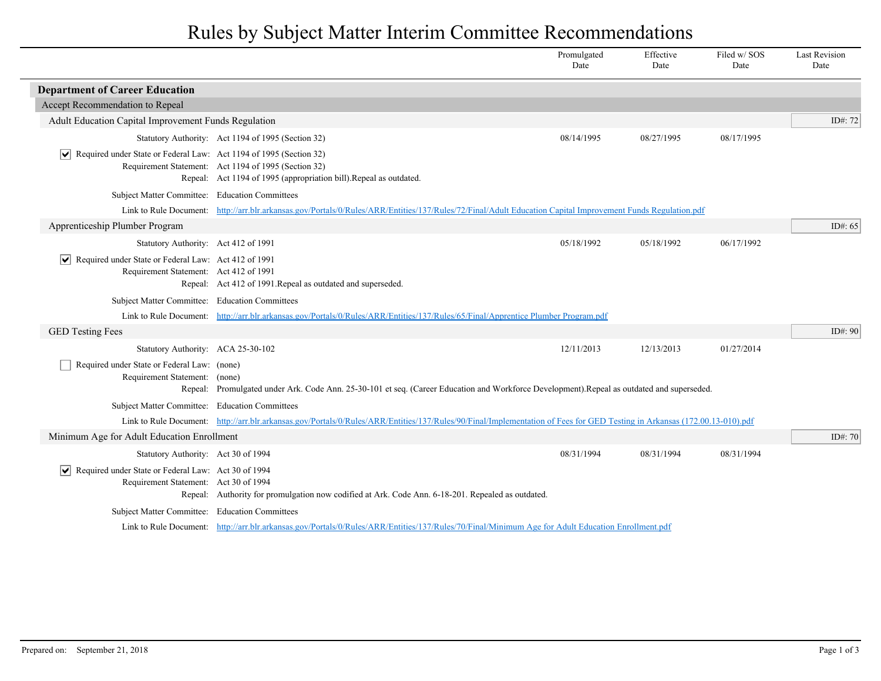# Rules by Subject Matter Interim Committee Recommendations

## Department of Career Education

### Accept Recommendation to Repeal

#### Adult Education Capital Improvement Funds Regulation

ID#: 72

| | Promulgated Date | Effective Date | Filed w/ SOS Date | Last Revision Date |
|---|---|---|---|---|
| Statutory Authority: Act 1194 of 1995 (Section 32) | 08/14/1995 | 08/27/1995 | 08/17/1995 | |

- [x] Required under State or Federal Law: Act 1194 of 1995 (Section 32)

Requirement Statement: Act 1194 of 1995 (Section 32)

Repeal: Act 1194 of 1995 (appropriation bill).Repeal as outdated.

Subject Matter Committee: Education Committees

Link to Rule Document: http://arr.blr.arkansas.gov/Portals/0/Rules/ARR/Entities/137/Rules/72/Final/Adult Education Capital Improvement Funds Regulation.pdf

#### Apprenticeship Plumber Program

ID#: 65

| | Promulgated Date | Effective Date | Filed w/ SOS Date | Last Revision Date |
|---|---|---|---|---|
| Statutory Authority: Act 412 of 1991 | 05/18/1992 | 05/18/1992 | 06/17/1992 | |

- [x] Required under State or Federal Law: Act 412 of 1991

Requirement Statement: Act 412 of 1991

Repeal: Act 412 of 1991.Repeal as outdated and superseded.

Subject Matter Committee: Education Committees

Link to Rule Document: http://arr.blr.arkansas.gov/Portals/0/Rules/ARR/Entities/137/Rules/65/Final/Apprentice Plumber Program.pdf

#### GED Testing Fees

ID#: 90

| | Promulgated Date | Effective Date | Filed w/ SOS Date | Last Revision Date |
|---|---|---|---|---|
| Statutory Authority: ACA 25-30-102 | 12/11/2013 | 12/13/2013 | 01/27/2014 | |

- [ ] Required under State or Federal Law: (none)

Requirement Statement: (none)

Repeal: Promulgated under Ark. Code Ann. 25-30-101 et seq. (Career Education and Workforce Development).Repeal as outdated and superseded.

Subject Matter Committee: Education Committees

Link to Rule Document: http://arr.blr.arkansas.gov/Portals/0/Rules/ARR/Entities/137/Rules/90/Final/Implementation of Fees for GED Testing in Arkansas (172.00.13-010).pdf

#### Minimum Age for Adult Education Enrollment

ID#: 70

| | Promulgated Date | Effective Date | Filed w/ SOS Date | Last Revision Date |
|---|---|---|---|---|
| Statutory Authority: Act 30 of 1994 | 08/31/1994 | 08/31/1994 | 08/31/1994 | |

- [x] Required under State or Federal Law: Act 30 of 1994

Requirement Statement: Act 30 of 1994

Repeal: Authority for promulgation now codified at Ark. Code Ann. 6-18-201. Repealed as outdated.

Subject Matter Committee: Education Committees

Link to Rule Document: http://arr.blr.arkansas.gov/Portals/0/Rules/ARR/Entities/137/Rules/70/Final/Minimum Age for Adult Education Enrollment.pdf

Prepared on: September 21, 2018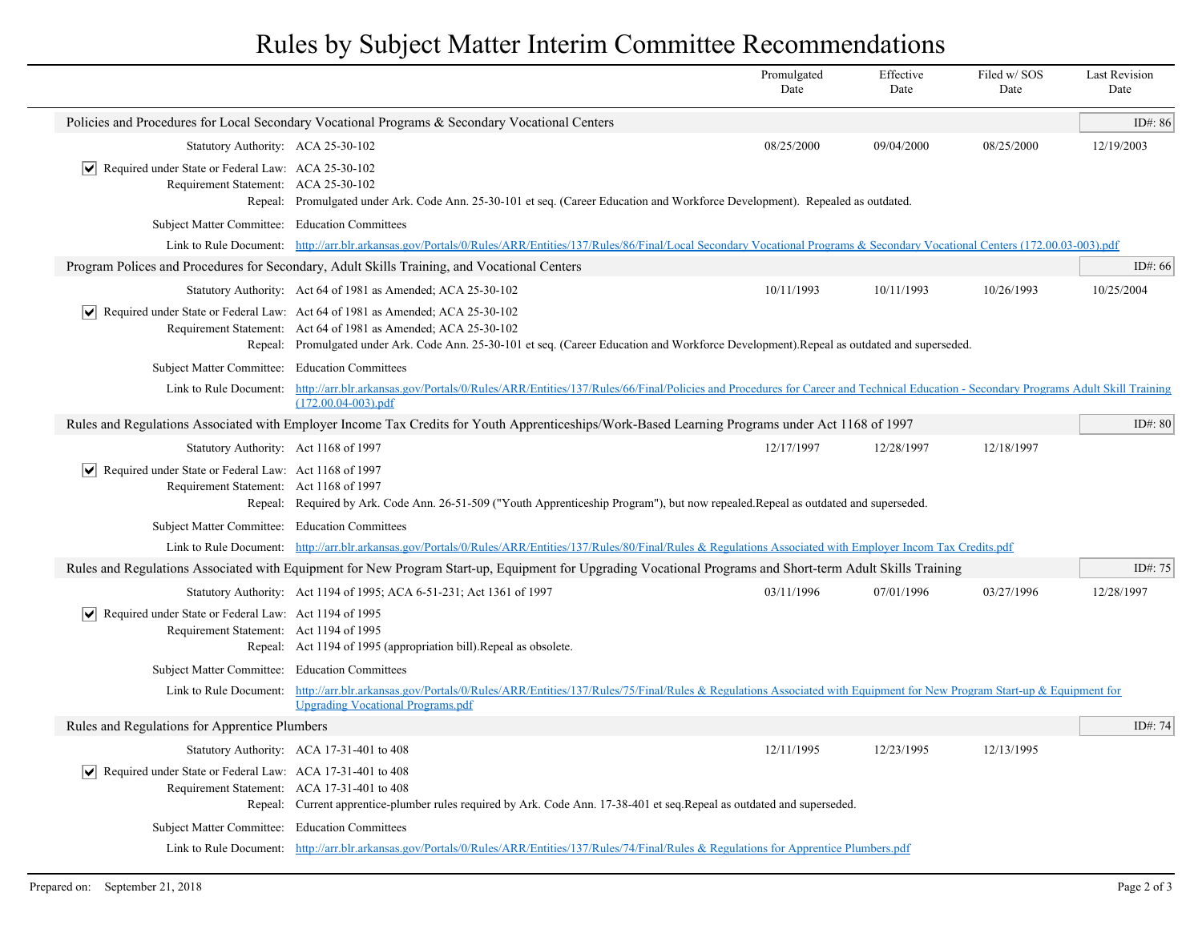# Rules by Subject Matter Interim Committee Recommendations

| | Promulgated Date | Effective Date | Filed w/ SOS Date | Last Revision Date |
|---|---|---|---|---|

## Policies and Procedures for Local Secondary Vocational Programs & Secondary Vocational Centers

ID#: 86

| | Promulgated Date | Effective Date | Filed w/ SOS Date | Last Revision Date |
|---|---|---|---|---|
| Statutory Authority: ACA 25-30-102 | 08/25/2000 | 09/04/2000 | 08/25/2000 | 12/19/2003 |

- [x] Required under State or Federal Law: ACA 25-30-102

Requirement Statement: ACA 25-30-102

Repeal: Promulgated under Ark. Code Ann. 25-30-101 et seq. (Career Education and Workforce Development). Repealed as outdated.

Subject Matter Committee: Education Committees

Link to Rule Document: [http://arr.blr.arkansas.gov/Portals/0/Rules/ARR/Entities/137/Rules/86/Final/Local Secondary Vocational Programs & Secondary Vocational Centers (172.00.03-003).pdf](http://arr.blr.arkansas.gov/Portals/0/Rules/ARR/Entities/137/Rules/86/Final/Local Secondary Vocational Programs & Secondary Vocational Centers (172.00.03-003).pdf)

## Program Polices and Procedures for Secondary, Adult Skills Training, and Vocational Centers

ID#: 66

| | Promulgated Date | Effective Date | Filed w/ SOS Date | Last Revision Date |
|---|---|---|---|---|
| Statutory Authority: Act 64 of 1981 as Amended; ACA 25-30-102 | 10/11/1993 | 10/11/1993 | 10/26/1993 | 10/25/2004 |

- [x] Required under State or Federal Law: Act 64 of 1981 as Amended; ACA 25-30-102

Requirement Statement: Act 64 of 1981 as Amended; ACA 25-30-102

Repeal: Promulgated under Ark. Code Ann. 25-30-101 et seq. (Career Education and Workforce Development).Repeal as outdated and superseded.

Subject Matter Committee: Education Committees

Link to Rule Document: [http://arr.blr.arkansas.gov/Portals/0/Rules/ARR/Entities/137/Rules/66/Final/Policies and Procedures for Career and Technical Education - Secondary Programs Adult Skill Training (172.00.04-003).pdf](http://arr.blr.arkansas.gov/Portals/0/Rules/ARR/Entities/137/Rules/66/Final/Policies and Procedures for Career and Technical Education - Secondary Programs Adult Skill Training (172.00.04-003).pdf)

## Rules and Regulations Associated with Employer Income Tax Credits for Youth Apprenticeships/Work-Based Learning Programs under Act 1168 of 1997

ID#: 80

| | Promulgated Date | Effective Date | Filed w/ SOS Date | Last Revision Date |
|---|---|---|---|---|
| Statutory Authority: Act 1168 of 1997 | 12/17/1997 | 12/28/1997 | 12/18/1997 | |

- [x] Required under State or Federal Law: Act 1168 of 1997

Requirement Statement: Act 1168 of 1997

Repeal: Required by Ark. Code Ann. 26-51-509 ("Youth Apprenticeship Program"), but now repealed.Repeal as outdated and superseded.

Subject Matter Committee: Education Committees

Link to Rule Document: [http://arr.blr.arkansas.gov/Portals/0/Rules/ARR/Entities/137/Rules/80/Final/Rules & Regulations Associated with Employer Incom Tax Credits.pdf](http://arr.blr.arkansas.gov/Portals/0/Rules/ARR/Entities/137/Rules/80/Final/Rules & Regulations Associated with Employer Incom Tax Credits.pdf)

## Rules and Regulations Associated with Equipment for New Program Start-up, Equipment for Upgrading Vocational Programs and Short-term Adult Skills Training

ID#: 75

| | Promulgated Date | Effective Date | Filed w/ SOS Date | Last Revision Date |
|---|---|---|---|---|
| Statutory Authority: Act 1194 of 1995; ACA 6-51-231; Act 1361 of 1997 | 03/11/1996 | 07/01/1996 | 03/27/1996 | 12/28/1997 |

- [x] Required under State or Federal Law: Act 1194 of 1995

Requirement Statement: Act 1194 of 1995

Repeal: Act 1194 of 1995 (appropriation bill).Repeal as obsolete.

Subject Matter Committee: Education Committees

Link to Rule Document: [http://arr.blr.arkansas.gov/Portals/0/Rules/ARR/Entities/137/Rules/75/Final/Rules & Regulations Associated with Equipment for New Program Start-up & Equipment for Upgrading Vocational Programs.pdf](http://arr.blr.arkansas.gov/Portals/0/Rules/ARR/Entities/137/Rules/75/Final/Rules & Regulations Associated with Equipment for New Program Start-up & Equipment for Upgrading Vocational Programs.pdf)

## Rules and Regulations for Apprentice Plumbers

ID#: 74

| | Promulgated Date | Effective Date | Filed w/ SOS Date | Last Revision Date |
|---|---|---|---|---|
| Statutory Authority: ACA 17-31-401 to 408 | 12/11/1995 | 12/23/1995 | 12/13/1995 | |

- [x] Required under State or Federal Law: ACA 17-31-401 to 408

Requirement Statement: ACA 17-31-401 to 408

Repeal: Current apprentice-plumber rules required by Ark. Code Ann. 17-38-401 et seq.Repeal as outdated and superseded.

Subject Matter Committee: Education Committees

Link to Rule Document: [http://arr.blr.arkansas.gov/Portals/0/Rules/ARR/Entities/137/Rules/74/Final/Rules & Regulations for Apprentice Plumbers.pdf](http://arr.blr.arkansas.gov/Portals/0/Rules/ARR/Entities/137/Rules/74/Final/Rules & Regulations for Apprentice Plumbers.pdf)

Prepared on: September 21, 2018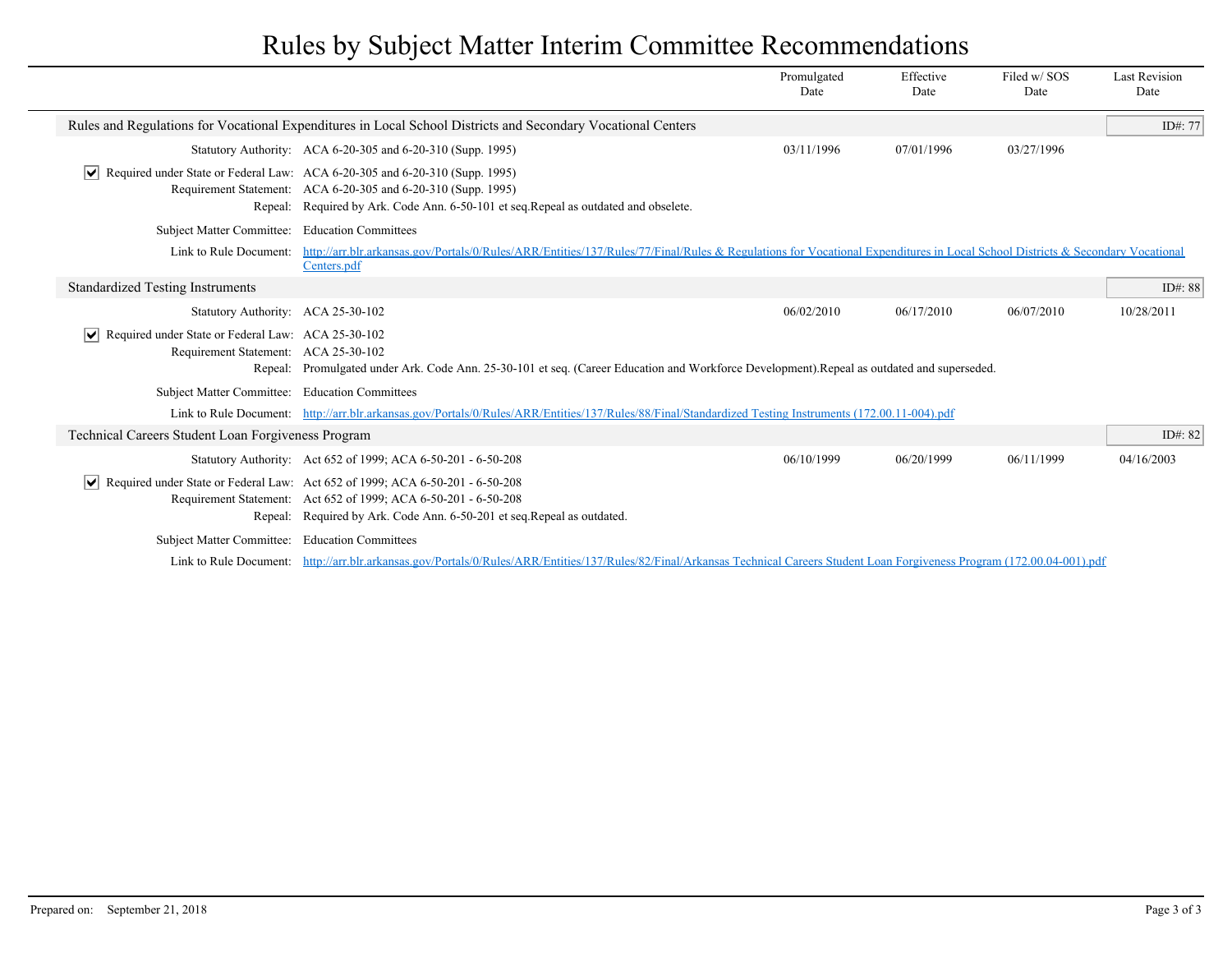# Rules by Subject Matter Interim Committee Recommendations

| | Promulgated Date | Effective Date | Filed w/ SOS Date | Last Revision Date |
|---|---|---|---|---|

## Rules and Regulations for Vocational Expenditures in Local School Districts and Secondary Vocational Centers

ID#: 77

| | | Promulgated Date | Effective Date | Filed w/ SOS Date | Last Revision Date |
|---|---|---|---|---|---|
| Statutory Authority: | ACA 6-20-305 and 6-20-310 (Supp. 1995) | 03/11/1996 | 07/01/1996 | 03/27/1996 | |

☑ Required under State or Federal Law: ACA 6-20-305 and 6-20-310 (Supp. 1995)

Requirement Statement: ACA 6-20-305 and 6-20-310 (Supp. 1995)

Repeal: Required by Ark. Code Ann. 6-50-101 et seq.Repeal as outdated and obselete.

Subject Matter Committee: Education Committees

Link to Rule Document: http://arr.blr.arkansas.gov/Portals/0/Rules/ARR/Entities/137/Rules/77/Final/Rules & Regulations for Vocational Expenditures in Local School Districts & Secondary Vocational Centers.pdf

## Standardized Testing Instruments

ID#: 88

| | | Promulgated Date | Effective Date | Filed w/ SOS Date | Last Revision Date |
|---|---|---|---|---|---|
| Statutory Authority: | ACA 25-30-102 | 06/02/2010 | 06/17/2010 | 06/07/2010 | 10/28/2011 |

☑ Required under State or Federal Law: ACA 25-30-102

Requirement Statement: ACA 25-30-102

Repeal: Promulgated under Ark. Code Ann. 25-30-101 et seq. (Career Education and Workforce Development).Repeal as outdated and superseded.

Subject Matter Committee: Education Committees

Link to Rule Document: http://arr.blr.arkansas.gov/Portals/0/Rules/ARR/Entities/137/Rules/88/Final/Standardized Testing Instruments (172.00.11-004).pdf

## Technical Careers Student Loan Forgiveness Program

ID#: 82

| | | Promulgated Date | Effective Date | Filed w/ SOS Date | Last Revision Date |
|---|---|---|---|---|---|
| Statutory Authority: | Act 652 of 1999; ACA 6-50-201 - 6-50-208 | 06/10/1999 | 06/20/1999 | 06/11/1999 | 04/16/2003 |

☑ Required under State or Federal Law: Act 652 of 1999; ACA 6-50-201 - 6-50-208

Requirement Statement: Act 652 of 1999; ACA 6-50-201 - 6-50-208

Repeal: Required by Ark. Code Ann. 6-50-201 et seq.Repeal as outdated.

Subject Matter Committee: Education Committees

Link to Rule Document: http://arr.blr.arkansas.gov/Portals/0/Rules/ARR/Entities/137/Rules/82/Final/Arkansas Technical Careers Student Loan Forgiveness Program (172.00.04-001).pdf

Prepared on: September 21, 2018